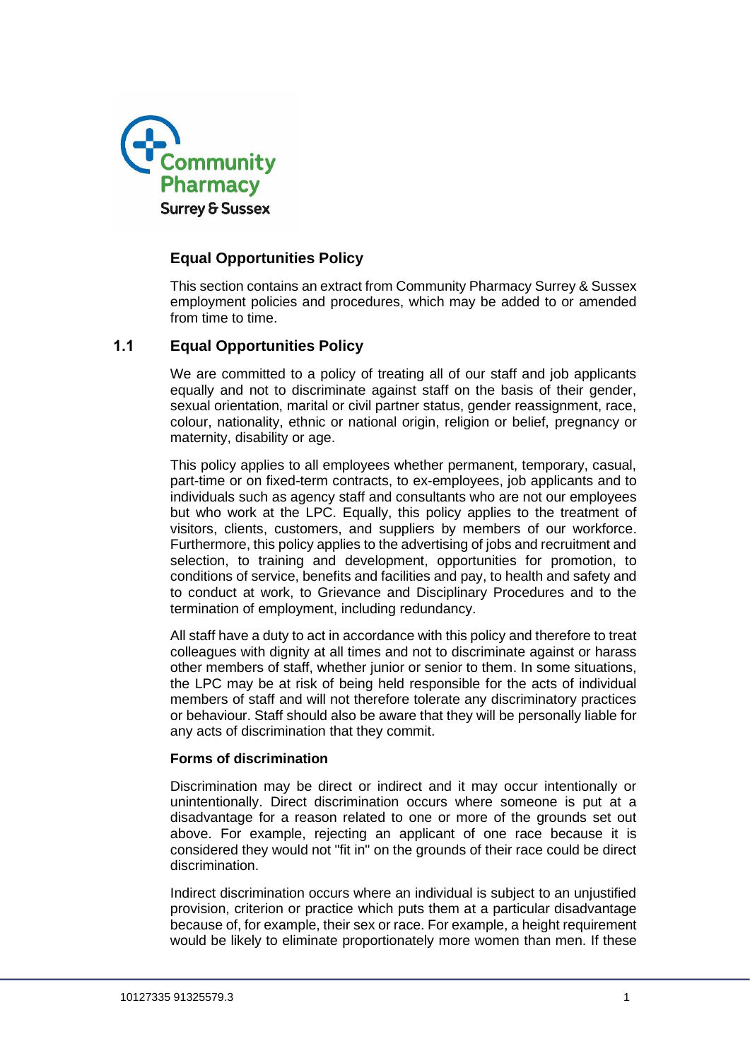Community Pharmacy
Surrey & Sussex

## Equal Opportunities Policy

This section contains an extract from Community Pharmacy Surrey & Sussex employment policies and procedures, which may be added to or amended from time to time.

## 1.1 Equal Opportunities Policy

We are committed to a policy of treating all of our staff and job applicants equally and not to discriminate against staff on the basis of their gender, sexual orientation, marital or civil partner status, gender reassignment, race, colour, nationality, ethnic or national origin, religion or belief, pregnancy or maternity, disability or age.

This policy applies to all employees whether permanent, temporary, casual, part-time or on fixed-term contracts, to ex-employees, job applicants and to individuals such as agency staff and consultants who are not our employees but who work at the LPC. Equally, this policy applies to the treatment of visitors, clients, customers, and suppliers by members of our workforce. Furthermore, this policy applies to the advertising of jobs and recruitment and selection, to training and development, opportunities for promotion, to conditions of service, benefits and facilities and pay, to health and safety and to conduct at work, to Grievance and Disciplinary Procedures and to the termination of employment, including redundancy.

All staff have a duty to act in accordance with this policy and therefore to treat colleagues with dignity at all times and not to discriminate against or harass other members of staff, whether junior or senior to them. In some situations, the LPC may be at risk of being held responsible for the acts of individual members of staff and will not therefore tolerate any discriminatory practices or behaviour. Staff should also be aware that they will be personally liable for any acts of discrimination that they commit.

### Forms of discrimination

Discrimination may be direct or indirect and it may occur intentionally or unintentionally. Direct discrimination occurs where someone is put at a disadvantage for a reason related to one or more of the grounds set out above. For example, rejecting an applicant of one race because it is considered they would not "fit in" on the grounds of their race could be direct discrimination.

Indirect discrimination occurs where an individual is subject to an unjustified provision, criterion or practice which puts them at a particular disadvantage because of, for example, their sex or race. For example, a height requirement would be likely to eliminate proportionately more women than men. If these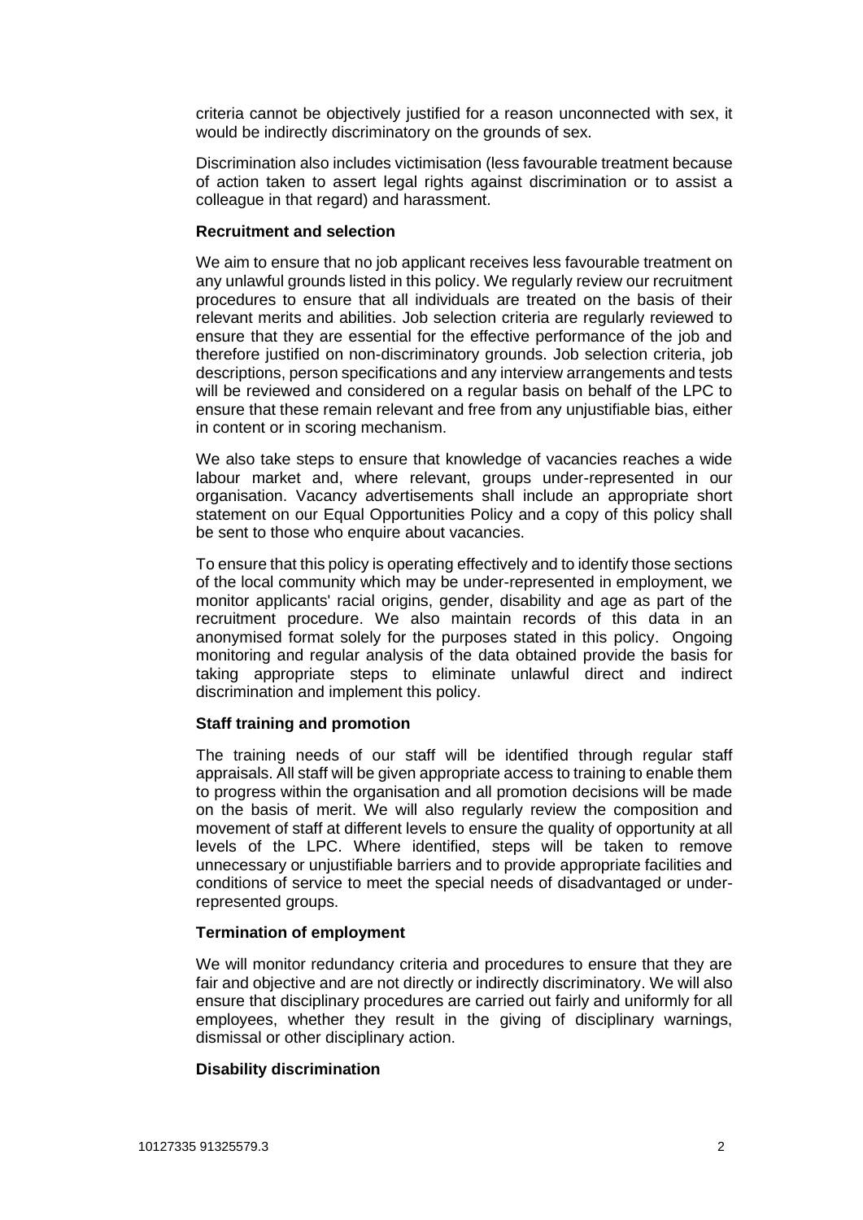criteria cannot be objectively justified for a reason unconnected with sex, it would be indirectly discriminatory on the grounds of sex.

Discrimination also includes victimisation (less favourable treatment because of action taken to assert legal rights against discrimination or to assist a colleague in that regard) and harassment.

**Recruitment and selection**

We aim to ensure that no job applicant receives less favourable treatment on any unlawful grounds listed in this policy. We regularly review our recruitment procedures to ensure that all individuals are treated on the basis of their relevant merits and abilities. Job selection criteria are regularly reviewed to ensure that they are essential for the effective performance of the job and therefore justified on non-discriminatory grounds. Job selection criteria, job descriptions, person specifications and any interview arrangements and tests will be reviewed and considered on a regular basis on behalf of the LPC to ensure that these remain relevant and free from any unjustifiable bias, either in content or in scoring mechanism.

We also take steps to ensure that knowledge of vacancies reaches a wide labour market and, where relevant, groups under-represented in our organisation. Vacancy advertisements shall include an appropriate short statement on our Equal Opportunities Policy and a copy of this policy shall be sent to those who enquire about vacancies.

To ensure that this policy is operating effectively and to identify those sections of the local community which may be under-represented in employment, we monitor applicants' racial origins, gender, disability and age as part of the recruitment procedure. We also maintain records of this data in an anonymised format solely for the purposes stated in this policy. Ongoing monitoring and regular analysis of the data obtained provide the basis for taking appropriate steps to eliminate unlawful direct and indirect discrimination and implement this policy.

**Staff training and promotion**

The training needs of our staff will be identified through regular staff appraisals. All staff will be given appropriate access to training to enable them to progress within the organisation and all promotion decisions will be made on the basis of merit. We will also regularly review the composition and movement of staff at different levels to ensure the quality of opportunity at all levels of the LPC. Where identified, steps will be taken to remove unnecessary or unjustifiable barriers and to provide appropriate facilities and conditions of service to meet the special needs of disadvantaged or under-represented groups.

**Termination of employment**

We will monitor redundancy criteria and procedures to ensure that they are fair and objective and are not directly or indirectly discriminatory. We will also ensure that disciplinary procedures are carried out fairly and uniformly for all employees, whether they result in the giving of disciplinary warnings, dismissal or other disciplinary action.

**Disability discrimination**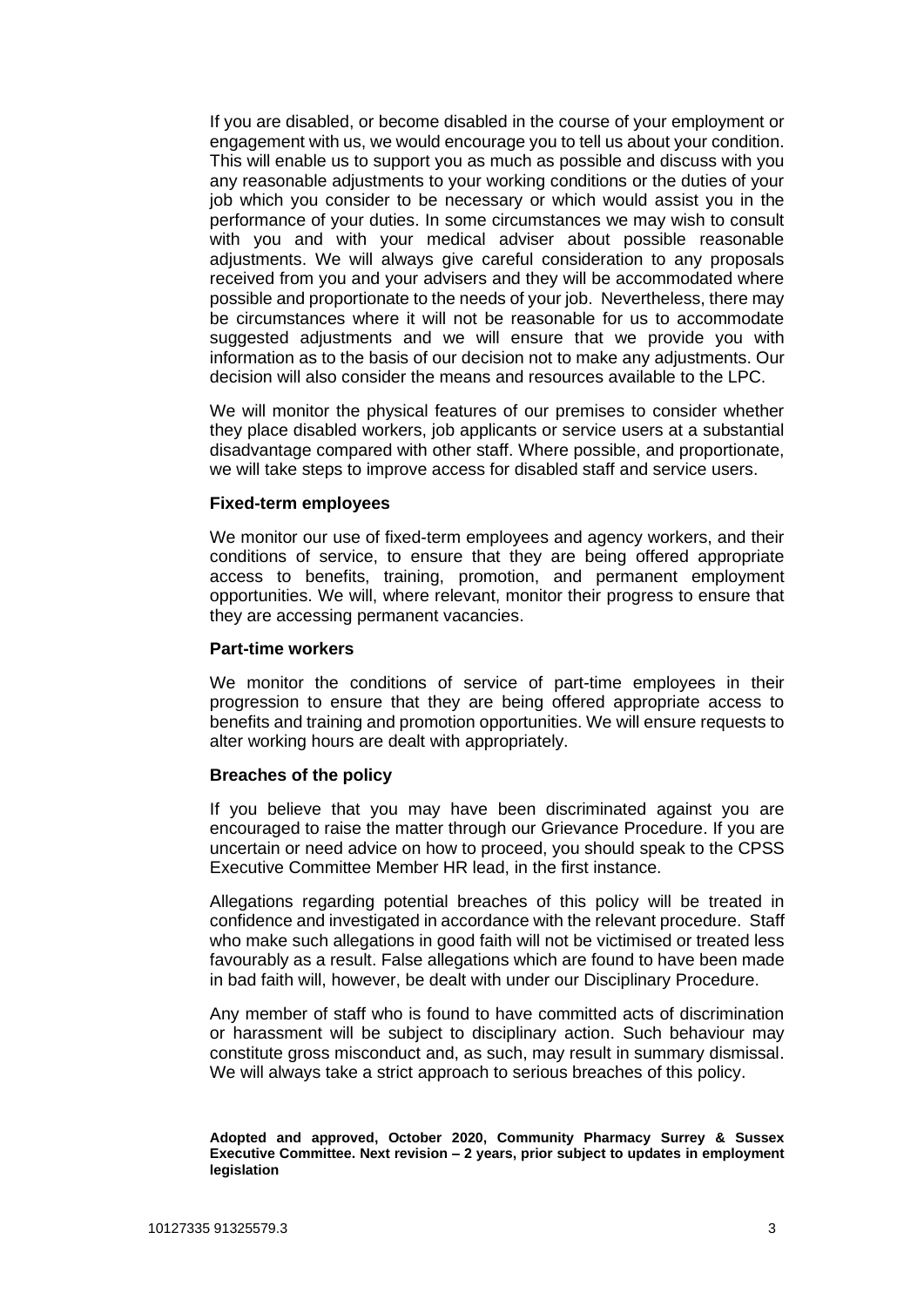If you are disabled, or become disabled in the course of your employment or engagement with us, we would encourage you to tell us about your condition. This will enable us to support you as much as possible and discuss with you any reasonable adjustments to your working conditions or the duties of your job which you consider to be necessary or which would assist you in the performance of your duties. In some circumstances we may wish to consult with you and with your medical adviser about possible reasonable adjustments. We will always give careful consideration to any proposals received from you and your advisers and they will be accommodated where possible and proportionate to the needs of your job. Nevertheless, there may be circumstances where it will not be reasonable for us to accommodate suggested adjustments and we will ensure that we provide you with information as to the basis of our decision not to make any adjustments. Our decision will also consider the means and resources available to the LPC.

We will monitor the physical features of our premises to consider whether they place disabled workers, job applicants or service users at a substantial disadvantage compared with other staff. Where possible, and proportionate, we will take steps to improve access for disabled staff and service users.

**Fixed-term employees**

We monitor our use of fixed-term employees and agency workers, and their conditions of service, to ensure that they are being offered appropriate access to benefits, training, promotion, and permanent employment opportunities. We will, where relevant, monitor their progress to ensure that they are accessing permanent vacancies.

**Part-time workers**

We monitor the conditions of service of part-time employees in their progression to ensure that they are being offered appropriate access to benefits and training and promotion opportunities. We will ensure requests to alter working hours are dealt with appropriately.

**Breaches of the policy**

If you believe that you may have been discriminated against you are encouraged to raise the matter through our Grievance Procedure. If you are uncertain or need advice on how to proceed, you should speak to the CPSS Executive Committee Member HR lead, in the first instance.

Allegations regarding potential breaches of this policy will be treated in confidence and investigated in accordance with the relevant procedure. Staff who make such allegations in good faith will not be victimised or treated less favourably as a result. False allegations which are found to have been made in bad faith will, however, be dealt with under our Disciplinary Procedure.

Any member of staff who is found to have committed acts of discrimination or harassment will be subject to disciplinary action. Such behaviour may constitute gross misconduct and, as such, may result in summary dismissal. We will always take a strict approach to serious breaches of this policy.

**Adopted and approved, October 2020, Community Pharmacy Surrey & Sussex Executive Committee. Next revision – 2 years, prior subject to updates in employment legislation**

10127335 91325579.3